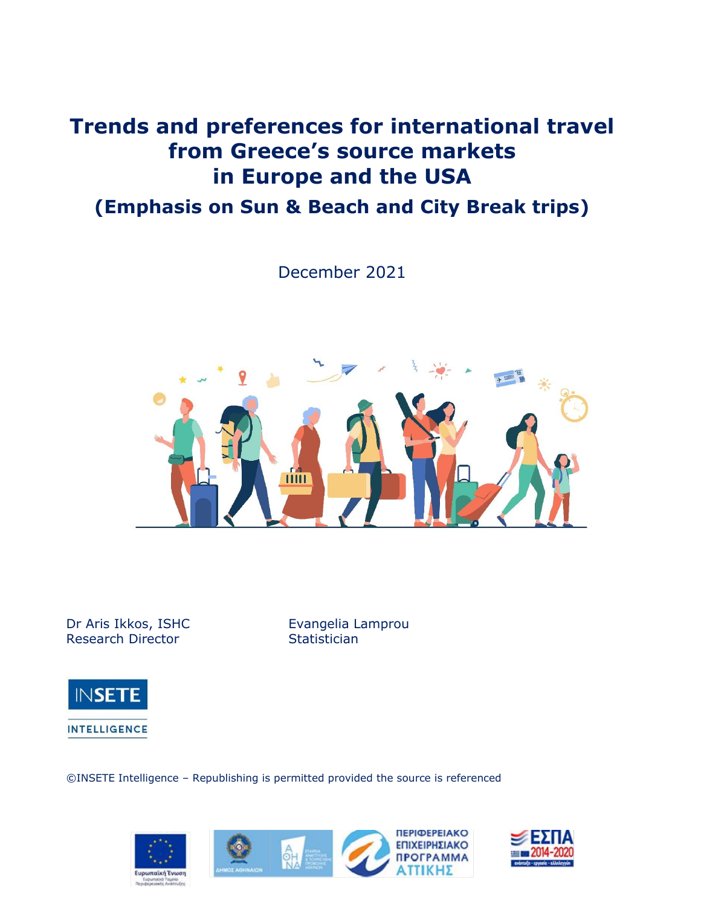# Trends and preferences for international travel from Greece's source markets in Europe and the USA

## (Emphasis on Sun & Beach and City Break trips)

December 2021

Dr Aris Ikkos, ISHC
Research Director

Evangelia Lamprou
Statistician

INSETE INTELLIGENCE

©INSETE Intelligence – Republishing is permitted provided the source is referenced

Ευρωπαϊκή Ένωση
Ευρωπαϊκό Ταμείο Περιφερειακής Ανάπτυξης

ΔΗΜΟΣ ΑΘΗΝΑΙΩΝ

ΠΕΡΙΦΕΡΕΙΑΚΟ ΕΠΙΧΕΙΡΗΣΙΑΚΟ ΠΡΟΓΡΑΜΜΑ ΑΤΤΙΚΗΣ

ΕΣΠΑ 2014-2020
ανάπτυξη - εργασία - αλληλεγγύη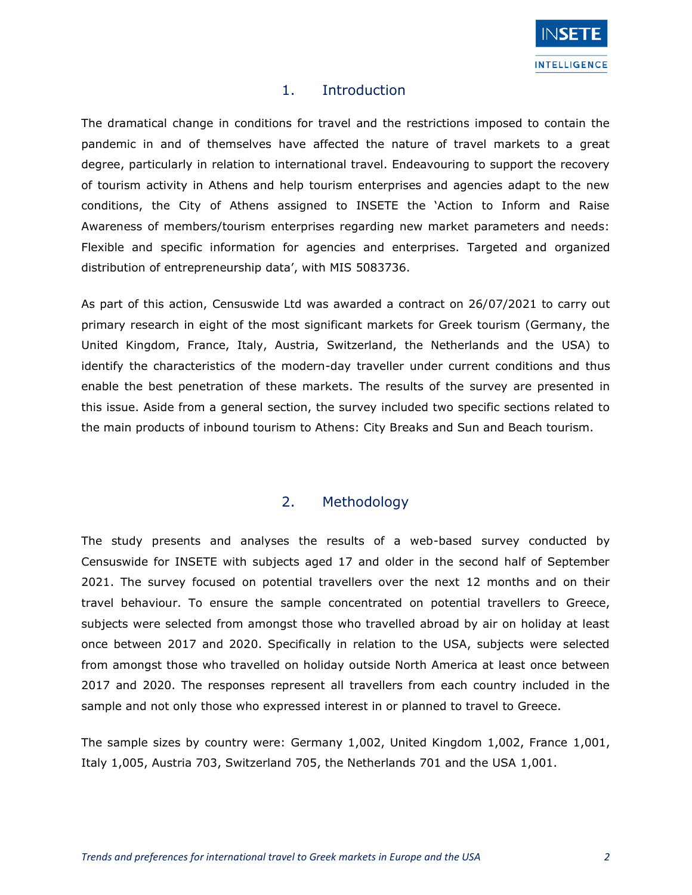## 1. Introduction

The dramatical change in conditions for travel and the restrictions imposed to contain the pandemic in and of themselves have affected the nature of travel markets to a great degree, particularly in relation to international travel. Endeavouring to support the recovery of tourism activity in Athens and help tourism enterprises and agencies adapt to the new conditions, the City of Athens assigned to INSETE the 'Action to Inform and Raise Awareness of members/tourism enterprises regarding new market parameters and needs: Flexible and specific information for agencies and enterprises. Targeted and organized distribution of entrepreneurship data', with MIS 5083736.

As part of this action, Censuswide Ltd was awarded a contract on 26/07/2021 to carry out primary research in eight of the most significant markets for Greek tourism (Germany, the United Kingdom, France, Italy, Austria, Switzerland, the Netherlands and the USA) to identify the characteristics of the modern-day traveller under current conditions and thus enable the best penetration of these markets. The results of the survey are presented in this issue. Aside from a general section, the survey included two specific sections related to the main products of inbound tourism to Athens: City Breaks and Sun and Beach tourism.

## 2. Methodology

The study presents and analyses the results of a web-based survey conducted by Censuswide for INSETE with subjects aged 17 and older in the second half of September 2021. The survey focused on potential travellers over the next 12 months and on their travel behaviour. To ensure the sample concentrated on potential travellers to Greece, subjects were selected from amongst those who travelled abroad by air on holiday at least once between 2017 and 2020. Specifically in relation to the USA, subjects were selected from amongst those who travelled on holiday outside North America at least once between 2017 and 2020. The responses represent all travellers from each country included in the sample and not only those who expressed interest in or planned to travel to Greece.

The sample sizes by country were: Germany 1,002, United Kingdom 1,002, France 1,001, Italy 1,005, Austria 703, Switzerland 705, the Netherlands 701 and the USA 1,001.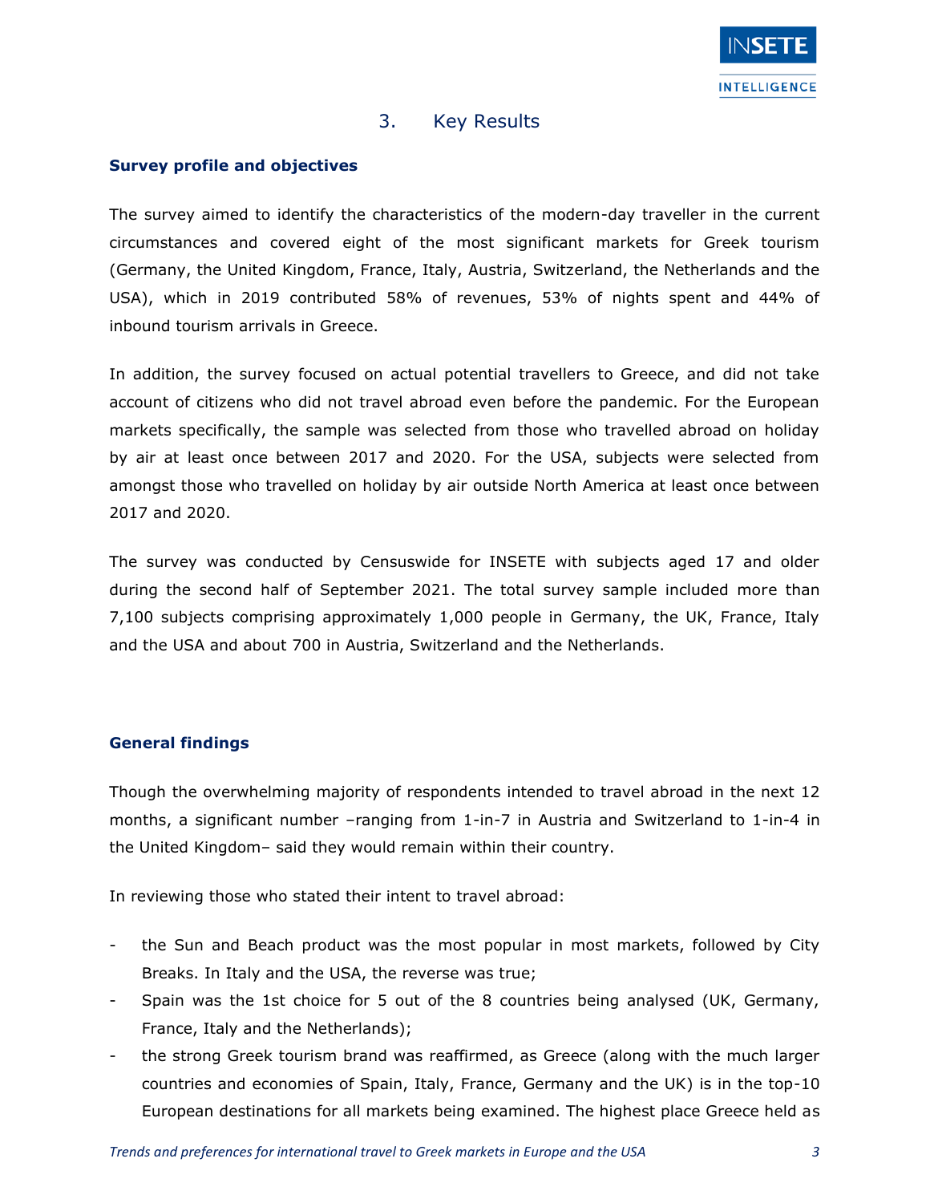## 3. Key Results

**Survey profile and objectives**

The survey aimed to identify the characteristics of the modern-day traveller in the current circumstances and covered eight of the most significant markets for Greek tourism (Germany, the United Kingdom, France, Italy, Austria, Switzerland, the Netherlands and the USA), which in 2019 contributed 58% of revenues, 53% of nights spent and 44% of inbound tourism arrivals in Greece.

In addition, the survey focused on actual potential travellers to Greece, and did not take account of citizens who did not travel abroad even before the pandemic. For the European markets specifically, the sample was selected from those who travelled abroad on holiday by air at least once between 2017 and 2020. For the USA, subjects were selected from amongst those who travelled on holiday by air outside North America at least once between 2017 and 2020.

The survey was conducted by Censuswide for INSETE with subjects aged 17 and older during the second half of September 2021. The total survey sample included more than 7,100 subjects comprising approximately 1,000 people in Germany, the UK, France, Italy and the USA and about 700 in Austria, Switzerland and the Netherlands.

**General findings**

Though the overwhelming majority of respondents intended to travel abroad in the next 12 months, a significant number –ranging from 1-in-7 in Austria and Switzerland to 1-in-4 in the United Kingdom– said they would remain within their country.

In reviewing those who stated their intent to travel abroad:

- the Sun and Beach product was the most popular in most markets, followed by City Breaks. In Italy and the USA, the reverse was true;
- Spain was the 1st choice for 5 out of the 8 countries being analysed (UK, Germany, France, Italy and the Netherlands);
- the strong Greek tourism brand was reaffirmed, as Greece (along with the much larger countries and economies of Spain, Italy, France, Germany and the UK) is in the top-10 European destinations for all markets being examined. The highest place Greece held as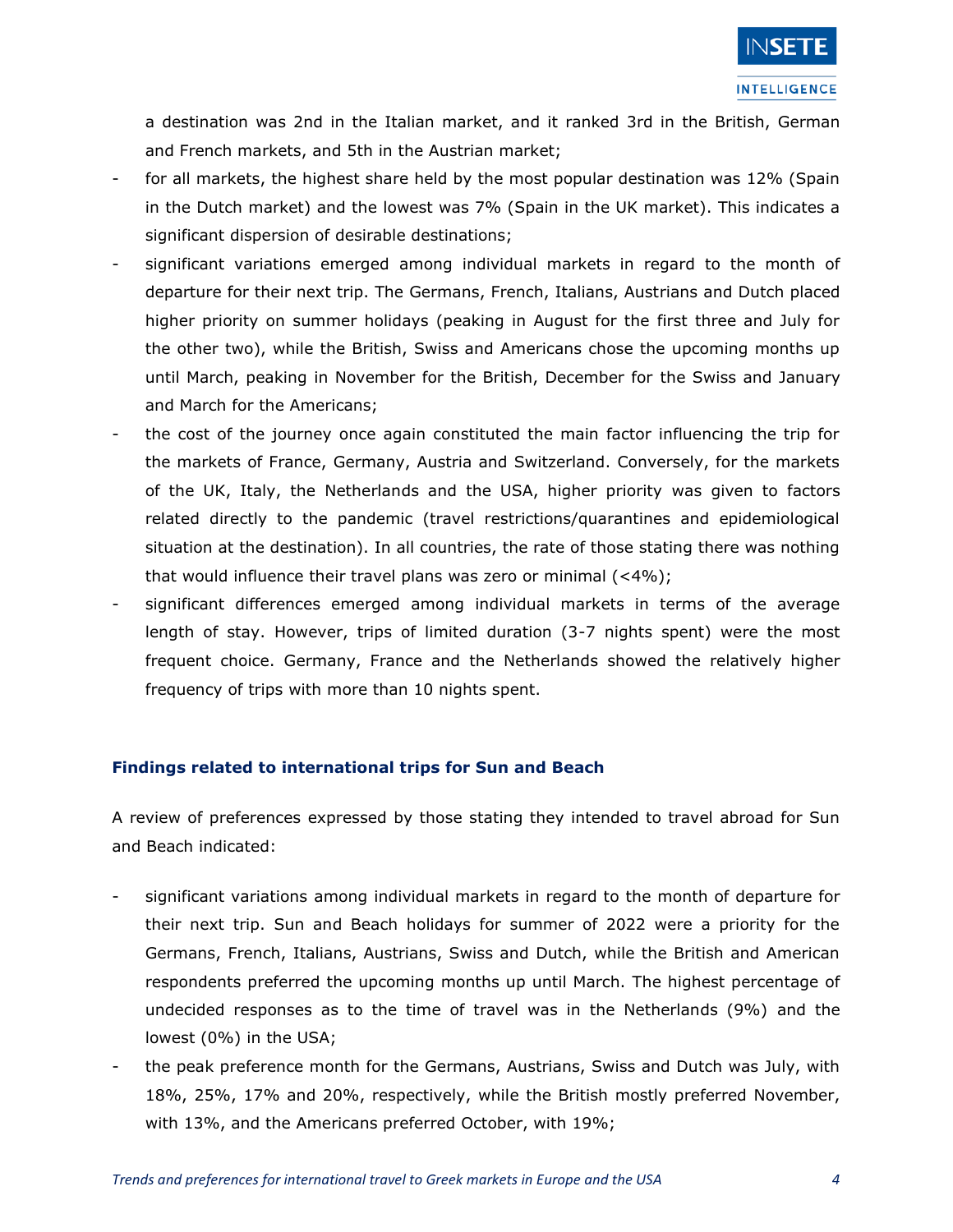a destination was 2nd in the Italian market, and it ranked 3rd in the British, German and French markets, and 5th in the Austrian market;

- for all markets, the highest share held by the most popular destination was 12% (Spain in the Dutch market) and the lowest was 7% (Spain in the UK market). This indicates a significant dispersion of desirable destinations;
- significant variations emerged among individual markets in regard to the month of departure for their next trip. The Germans, French, Italians, Austrians and Dutch placed higher priority on summer holidays (peaking in August for the first three and July for the other two), while the British, Swiss and Americans chose the upcoming months up until March, peaking in November for the British, December for the Swiss and January and March for the Americans;
- the cost of the journey once again constituted the main factor influencing the trip for the markets of France, Germany, Austria and Switzerland. Conversely, for the markets of the UK, Italy, the Netherlands and the USA, higher priority was given to factors related directly to the pandemic (travel restrictions/quarantines and epidemiological situation at the destination). In all countries, the rate of those stating there was nothing that would influence their travel plans was zero or minimal (<4%);
- significant differences emerged among individual markets in terms of the average length of stay. However, trips of limited duration (3-7 nights spent) were the most frequent choice. Germany, France and the Netherlands showed the relatively higher frequency of trips with more than 10 nights spent.

### Findings related to international trips for Sun and Beach

A review of preferences expressed by those stating they intended to travel abroad for Sun and Beach indicated:

- significant variations among individual markets in regard to the month of departure for their next trip. Sun and Beach holidays for summer of 2022 were a priority for the Germans, French, Italians, Austrians, Swiss and Dutch, while the British and American respondents preferred the upcoming months up until March. The highest percentage of undecided responses as to the time of travel was in the Netherlands (9%) and the lowest (0%) in the USA;
- the peak preference month for the Germans, Austrians, Swiss and Dutch was July, with 18%, 25%, 17% and 20%, respectively, while the British mostly preferred November, with 13%, and the Americans preferred October, with 19%;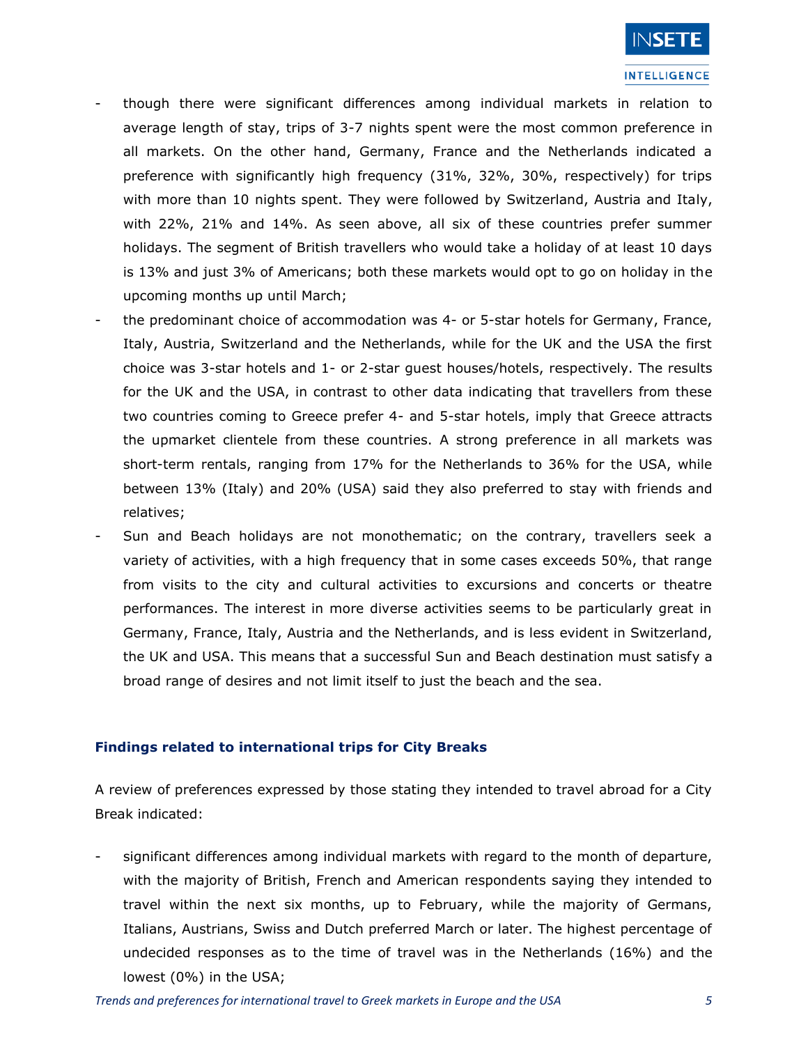- though there were significant differences among individual markets in relation to average length of stay, trips of 3-7 nights spent were the most common preference in all markets. On the other hand, Germany, France and the Netherlands indicated a preference with significantly high frequency (31%, 32%, 30%, respectively) for trips with more than 10 nights spent. They were followed by Switzerland, Austria and Italy, with 22%, 21% and 14%. As seen above, all six of these countries prefer summer holidays. The segment of British travellers who would take a holiday of at least 10 days is 13% and just 3% of Americans; both these markets would opt to go on holiday in the upcoming months up until March;
- the predominant choice of accommodation was 4- or 5-star hotels for Germany, France, Italy, Austria, Switzerland and the Netherlands, while for the UK and the USA the first choice was 3-star hotels and 1- or 2-star guest houses/hotels, respectively. The results for the UK and the USA, in contrast to other data indicating that travellers from these two countries coming to Greece prefer 4- and 5-star hotels, imply that Greece attracts the upmarket clientele from these countries. A strong preference in all markets was short-term rentals, ranging from 17% for the Netherlands to 36% for the USA, while between 13% (Italy) and 20% (USA) said they also preferred to stay with friends and relatives;
- Sun and Beach holidays are not monothematic; on the contrary, travellers seek a variety of activities, with a high frequency that in some cases exceeds 50%, that range from visits to the city and cultural activities to excursions and concerts or theatre performances. The interest in more diverse activities seems to be particularly great in Germany, France, Italy, Austria and the Netherlands, and is less evident in Switzerland, the UK and USA. This means that a successful Sun and Beach destination must satisfy a broad range of desires and not limit itself to just the beach and the sea.

### Findings related to international trips for City Breaks

A review of preferences expressed by those stating they intended to travel abroad for a City Break indicated:

- significant differences among individual markets with regard to the month of departure, with the majority of British, French and American respondents saying they intended to travel within the next six months, up to February, while the majority of Germans, Italians, Austrians, Swiss and Dutch preferred March or later. The highest percentage of undecided responses as to the time of travel was in the Netherlands (16%) and the lowest (0%) in the USA;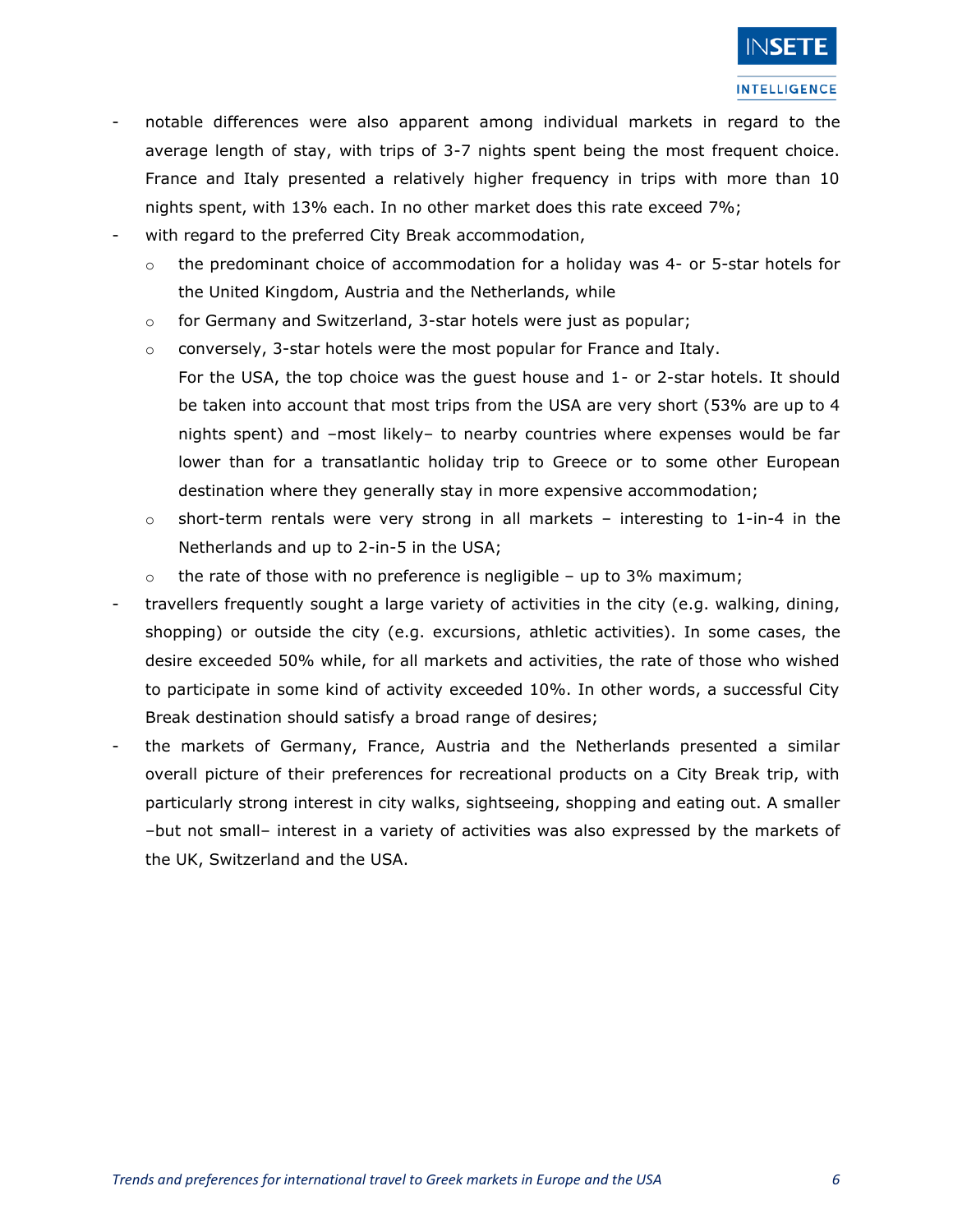- notable differences were also apparent among individual markets in regard to the average length of stay, with trips of 3-7 nights spent being the most frequent choice. France and Italy presented a relatively higher frequency in trips with more than 10 nights spent, with 13% each. In no other market does this rate exceed 7%;
- with regard to the preferred City Break accommodation,
  - the predominant choice of accommodation for a holiday was 4- or 5-star hotels for the United Kingdom, Austria and the Netherlands, while
  - for Germany and Switzerland, 3-star hotels were just as popular;
  - conversely, 3-star hotels were the most popular for France and Italy.

    For the USA, the top choice was the guest house and 1- or 2-star hotels. It should be taken into account that most trips from the USA are very short (53% are up to 4 nights spent) and –most likely– to nearby countries where expenses would be far lower than for a transatlantic holiday trip to Greece or to some other European destination where they generally stay in more expensive accommodation;
  - short-term rentals were very strong in all markets – interesting to 1-in-4 in the Netherlands and up to 2-in-5 in the USA;
  - the rate of those with no preference is negligible – up to 3% maximum;
- travellers frequently sought a large variety of activities in the city (e.g. walking, dining, shopping) or outside the city (e.g. excursions, athletic activities). In some cases, the desire exceeded 50% while, for all markets and activities, the rate of those who wished to participate in some kind of activity exceeded 10%. In other words, a successful City Break destination should satisfy a broad range of desires;
- the markets of Germany, France, Austria and the Netherlands presented a similar overall picture of their preferences for recreational products on a City Break trip, with particularly strong interest in city walks, sightseeing, shopping and eating out. A smaller –but not small– interest in a variety of activities was also expressed by the markets of the UK, Switzerland and the USA.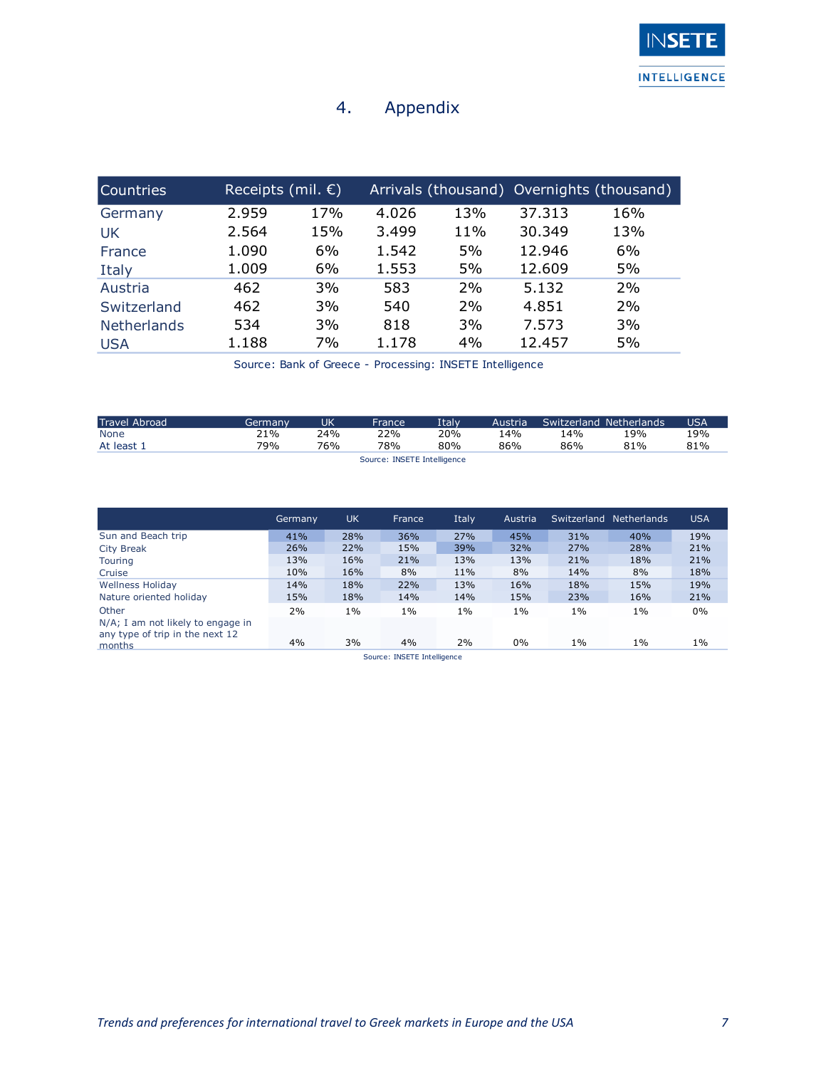# 4. Appendix

| Countries | Receipts (mil. €) | | Arrivals (thousand) | | Overnights (thousand) | |
|---|---|---|---|---|---|---|
| Germany | 2.959 | 17% | 4.026 | 13% | 37.313 | 16% |
| UK | 2.564 | 15% | 3.499 | 11% | 30.349 | 13% |
| France | 1.090 | 6% | 1.542 | 5% | 12.946 | 6% |
| Italy | 1.009 | 6% | 1.553 | 5% | 12.609 | 5% |
| Austria | 462 | 3% | 583 | 2% | 5.132 | 2% |
| Switzerland | 462 | 3% | 540 | 2% | 4.851 | 2% |
| Netherlands | 534 | 3% | 818 | 3% | 7.573 | 3% |
| USA | 1.188 | 7% | 1.178 | 4% | 12.457 | 5% |

Source: Bank of Greece - Processing: INSETE Intelligence

| Travel Abroad | Germany | UK | France | Italy | Austria | Switzerland | Netherlands | USA |
|---|---|---|---|---|---|---|---|---|
| None | 21% | 24% | 22% | 20% | 14% | 14% | 19% | 19% |
| At least 1 | 79% | 76% | 78% | 80% | 86% | 86% | 81% | 81% |

Source: INSETE Intelligence

| | Germany | UK | France | Italy | Austria | Switzerland | Netherlands | USA |
|---|---|---|---|---|---|---|---|---|
| Sun and Beach trip | 41% | 28% | 36% | 27% | 45% | 31% | 40% | 19% |
| City Break | 26% | 22% | 15% | 39% | 32% | 27% | 28% | 21% |
| Touring | 13% | 16% | 21% | 13% | 13% | 21% | 18% | 21% |
| Cruise | 10% | 16% | 8% | 11% | 8% | 14% | 8% | 18% |
| Wellness Holiday | 14% | 18% | 22% | 13% | 16% | 18% | 15% | 19% |
| Nature oriented holiday | 15% | 18% | 14% | 14% | 15% | 23% | 16% | 21% |
| Other | 2% | 1% | 1% | 1% | 1% | 1% | 1% | 0% |
| N/A; I am not likely to engage in any type of trip in the next 12 months | 4% | 3% | 4% | 2% | 0% | 1% | 1% | 1% |

Source: INSETE Intelligence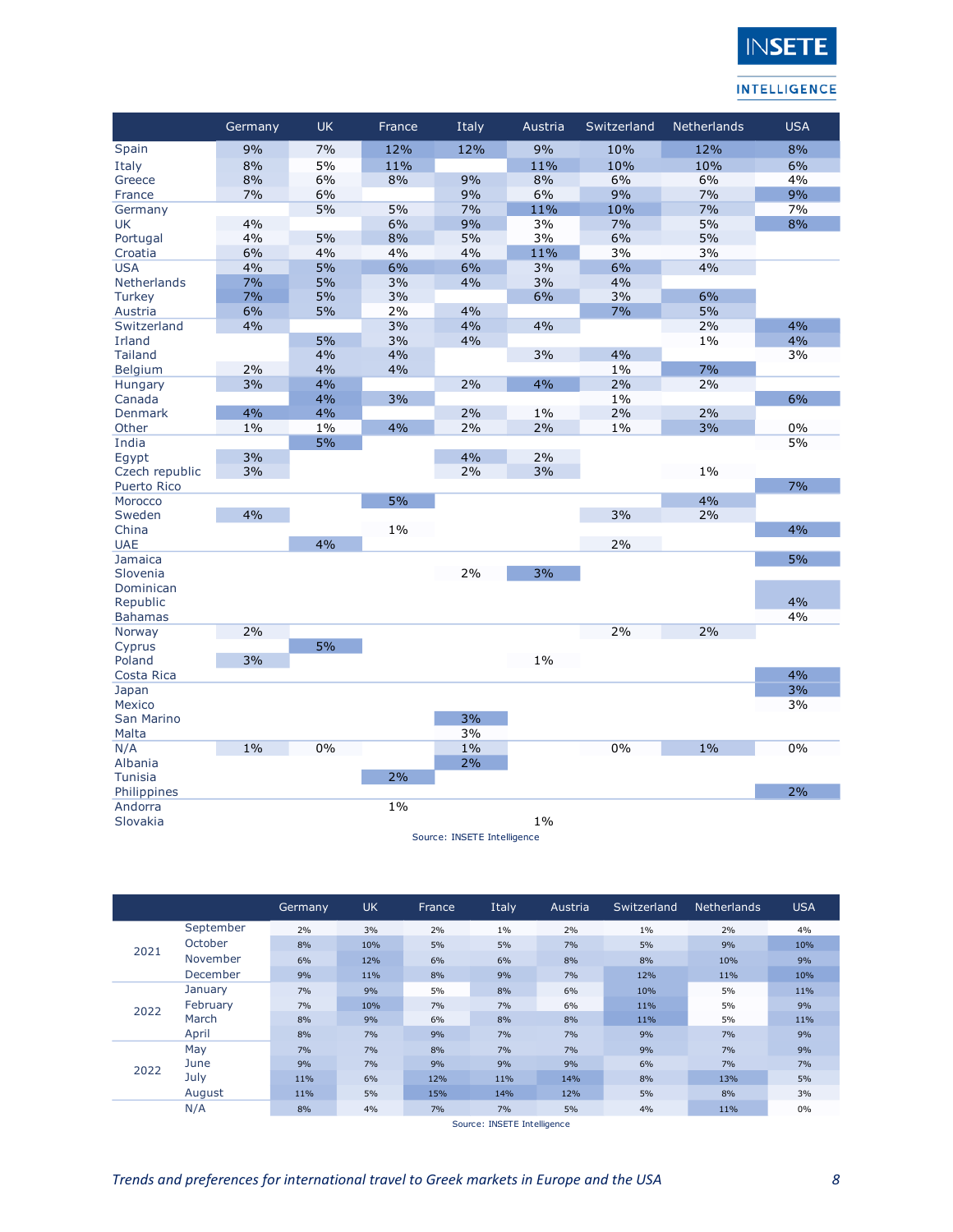| | Germany | UK | France | Italy | Austria | Switzerland | Netherlands | USA |
|---|---|---|---|---|---|---|---|---|
| Spain | 9% | 7% | 12% | 12% | 9% | 10% | 12% | 8% |
| Italy | 8% | 5% | 11% | | 11% | 10% | 10% | 6% |
| Greece | 8% | 6% | 8% | 9% | 8% | 6% | 6% | 4% |
| France | 7% | 6% | | 9% | 6% | 9% | 7% | 9% |
| Germany | | 5% | 5% | 7% | 11% | 10% | 7% | 7% |
| UK | 4% | | 6% | 9% | 3% | 7% | 5% | 8% |
| Portugal | 4% | 5% | 8% | 5% | 3% | 6% | 5% | |
| Croatia | 6% | 4% | 4% | 4% | 11% | 3% | 3% | |
| USA | 4% | 5% | 6% | 6% | 3% | 6% | 4% | |
| Netherlands | 7% | 5% | 3% | 4% | 3% | 4% | | |
| Turkey | 7% | 5% | 3% | | 6% | 3% | 6% | |
| Austria | 6% | 5% | 2% | 4% | | 7% | 5% | |
| Switzerland | 4% | | 3% | 4% | 4% | | 2% | 4% |
| Irland | | 5% | 3% | 4% | | | 1% | 4% |
| Tailand | | 4% | 4% | | 3% | 4% | | 3% |
| Belgium | 2% | 4% | 4% | | | 1% | 7% | |
| Hungary | 3% | 4% | | 2% | 4% | 2% | 2% | |
| Canada | | 4% | 3% | | | 1% | | 6% |
| Denmark | 4% | 4% | | 2% | 1% | 2% | 2% | |
| Other | 1% | 1% | 4% | 2% | 2% | 1% | 3% | 0% |
| India | | 5% | | | | | | 5% |
| Egypt | 3% | | | 4% | 2% | | | |
| Czech republic | 3% | | | 2% | 3% | | 1% | |
| Puerto Rico | | | | | | | | 7% |
| Morocco | | | 5% | | | | 4% | |
| Sweden | 4% | | | | | 3% | 2% | |
| China | | | 1% | | | | | 4% |
| UAE | | 4% | | | | 2% | | |
| Jamaica | | | | | | | | 5% |
| Slovenia | | | | 2% | 3% | | | |
| Dominican Republic | | | | | | | | 4% |
| Bahamas | | | | | | | | 4% |
| Norway | 2% | | | | | 2% | 2% | |
| Cyprus | | 5% | | | | | | |
| Poland | 3% | | | | 1% | | | |
| Costa Rica | | | | | | | | 4% |
| Japan | | | | | | | | 3% |
| Mexico | | | | | | | | 3% |
| San Marino | | | | 3% | | | | |
| Malta | | | | 3% | | | | |
| N/A | 1% | 0% | | 1% | | 0% | 1% | 0% |
| Albania | | | | 2% | | | | |
| Tunisia | | | 2% | | | | | |
| Philippines | | | | | | | | 2% |
| Andorra | | | 1% | | | | | |
| Slovakia | | | | | 1% | | | |

Source: INSETE Intelligence

| | | Germany | UK | France | Italy | Austria | Switzerland | Netherlands | USA |
|---|---|---|---|---|---|---|---|---|---|
| 2021 | September | 2% | 3% | 2% | 1% | 2% | 1% | 2% | 4% |
| | October | 8% | 10% | 5% | 5% | 7% | 5% | 9% | 10% |
| | November | 6% | 12% | 6% | 6% | 8% | 8% | 10% | 9% |
| | December | 9% | 11% | 8% | 9% | 7% | 12% | 11% | 10% |
| 2022 | January | 7% | 9% | 5% | 8% | 6% | 10% | 5% | 11% |
| | February | 7% | 10% | 7% | 7% | 6% | 11% | 5% | 9% |
| | March | 8% | 9% | 6% | 8% | 8% | 11% | 5% | 11% |
| | April | 8% | 7% | 9% | 7% | 7% | 9% | 7% | 9% |
| 2022 | May | 7% | 7% | 8% | 7% | 7% | 9% | 7% | 9% |
| | June | 9% | 7% | 9% | 9% | 9% | 6% | 7% | 7% |
| | July | 11% | 6% | 12% | 11% | 14% | 8% | 13% | 5% |
| | August | 11% | 5% | 15% | 14% | 12% | 5% | 8% | 3% |
| | N/A | 8% | 4% | 7% | 7% | 5% | 4% | 11% | 0% |

Source: INSETE Intelligence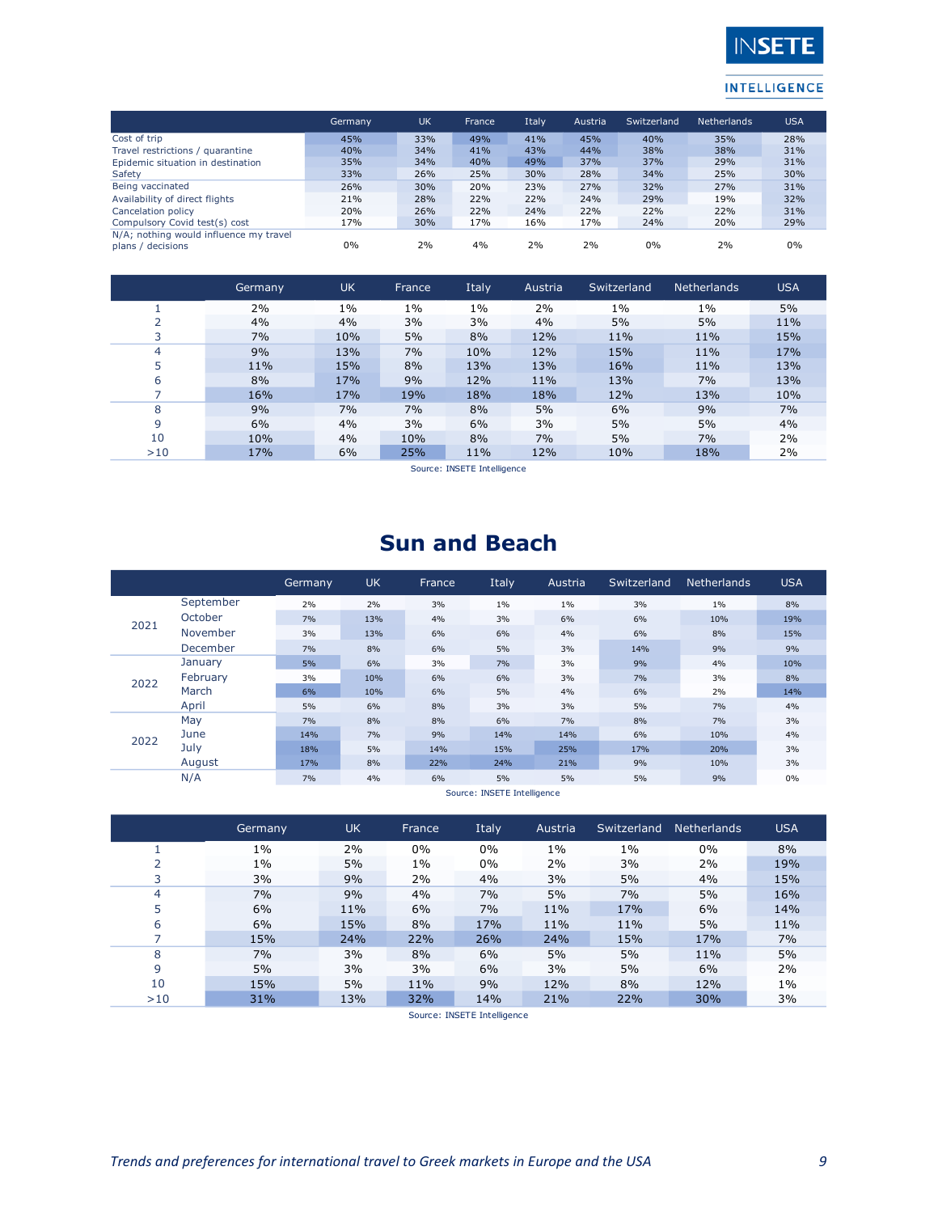| | Germany | UK | France | Italy | Austria | Switzerland | Netherlands | USA |
|---|---|---|---|---|---|---|---|---|
| Cost of trip | 45% | 33% | 49% | 41% | 45% | 40% | 35% | 28% |
| Travel restrictions / quarantine | 40% | 34% | 41% | 43% | 44% | 38% | 38% | 31% |
| Epidemic situation in destination | 35% | 34% | 40% | 49% | 37% | 37% | 29% | 31% |
| Safety | 33% | 26% | 25% | 30% | 28% | 34% | 25% | 30% |
| Being vaccinated | 26% | 30% | 20% | 23% | 27% | 32% | 27% | 31% |
| Availability of direct flights | 21% | 28% | 22% | 22% | 24% | 29% | 19% | 32% |
| Cancelation policy | 20% | 26% | 22% | 24% | 22% | 22% | 22% | 31% |
| Compulsory Covid test(s) cost | 17% | 30% | 17% | 16% | 17% | 24% | 20% | 29% |
| N/A; nothing would influence my travel plans / decisions | 0% | 2% | 4% | 2% | 2% | 0% | 2% | 0% |

| | Germany | UK | France | Italy | Austria | Switzerland | Netherlands | USA |
|---|---|---|---|---|---|---|---|---|
| 1 | 2% | 1% | 1% | 1% | 2% | 1% | 1% | 5% |
| 2 | 4% | 4% | 3% | 3% | 4% | 5% | 5% | 11% |
| 3 | 7% | 10% | 5% | 8% | 12% | 11% | 11% | 15% |
| 4 | 9% | 13% | 7% | 10% | 12% | 15% | 11% | 17% |
| 5 | 11% | 15% | 8% | 13% | 13% | 16% | 11% | 13% |
| 6 | 8% | 17% | 9% | 12% | 11% | 13% | 7% | 13% |
| 7 | 16% | 17% | 19% | 18% | 18% | 12% | 13% | 10% |
| 8 | 9% | 7% | 7% | 8% | 5% | 6% | 9% | 7% |
| 9 | 6% | 4% | 3% | 6% | 3% | 5% | 5% | 4% |
| 10 | 10% | 4% | 10% | 8% | 7% | 5% | 7% | 2% |
| >10 | 17% | 6% | 25% | 11% | 12% | 10% | 18% | 2% |

Source: INSETE Intelligence

# Sun and Beach

| | | Germany | UK | France | Italy | Austria | Switzerland | Netherlands | USA |
|---|---|---|---|---|---|---|---|---|---|
| 2021 | September | 2% | 2% | 3% | 1% | 1% | 3% | 1% | 8% |
| | October | 7% | 13% | 4% | 3% | 6% | 6% | 10% | 19% |
| | November | 3% | 13% | 6% | 6% | 4% | 6% | 8% | 15% |
| | December | 7% | 8% | 6% | 5% | 3% | 14% | 9% | 9% |
| 2022 | January | 5% | 6% | 3% | 7% | 3% | 9% | 4% | 10% |
| | February | 3% | 10% | 6% | 6% | 3% | 7% | 3% | 8% |
| | March | 6% | 10% | 6% | 5% | 4% | 6% | 2% | 14% |
| | April | 5% | 6% | 8% | 3% | 3% | 5% | 7% | 4% |
| 2022 | May | 7% | 8% | 8% | 6% | 7% | 8% | 7% | 3% |
| | June | 14% | 7% | 9% | 14% | 14% | 6% | 10% | 4% |
| | July | 18% | 5% | 14% | 15% | 25% | 17% | 20% | 3% |
| | August | 17% | 8% | 22% | 24% | 21% | 9% | 10% | 3% |
| | N/A | 7% | 4% | 6% | 5% | 5% | 5% | 9% | 0% |

Source: INSETE Intelligence

| | Germany | UK | France | Italy | Austria | Switzerland | Netherlands | USA |
|---|---|---|---|---|---|---|---|---|
| 1 | 1% | 2% | 0% | 0% | 1% | 1% | 0% | 8% |
| 2 | 1% | 5% | 1% | 0% | 2% | 3% | 2% | 19% |
| 3 | 3% | 9% | 2% | 4% | 3% | 5% | 4% | 15% |
| 4 | 7% | 9% | 4% | 7% | 5% | 7% | 5% | 16% |
| 5 | 6% | 11% | 6% | 7% | 11% | 17% | 6% | 14% |
| 6 | 6% | 15% | 8% | 17% | 11% | 11% | 5% | 11% |
| 7 | 15% | 24% | 22% | 26% | 24% | 15% | 17% | 7% |
| 8 | 7% | 3% | 8% | 6% | 5% | 5% | 11% | 5% |
| 9 | 5% | 3% | 3% | 6% | 3% | 5% | 6% | 2% |
| 10 | 15% | 5% | 11% | 9% | 12% | 8% | 12% | 1% |
| >10 | 31% | 13% | 32% | 14% | 21% | 22% | 30% | 3% |

Source: INSETE Intelligence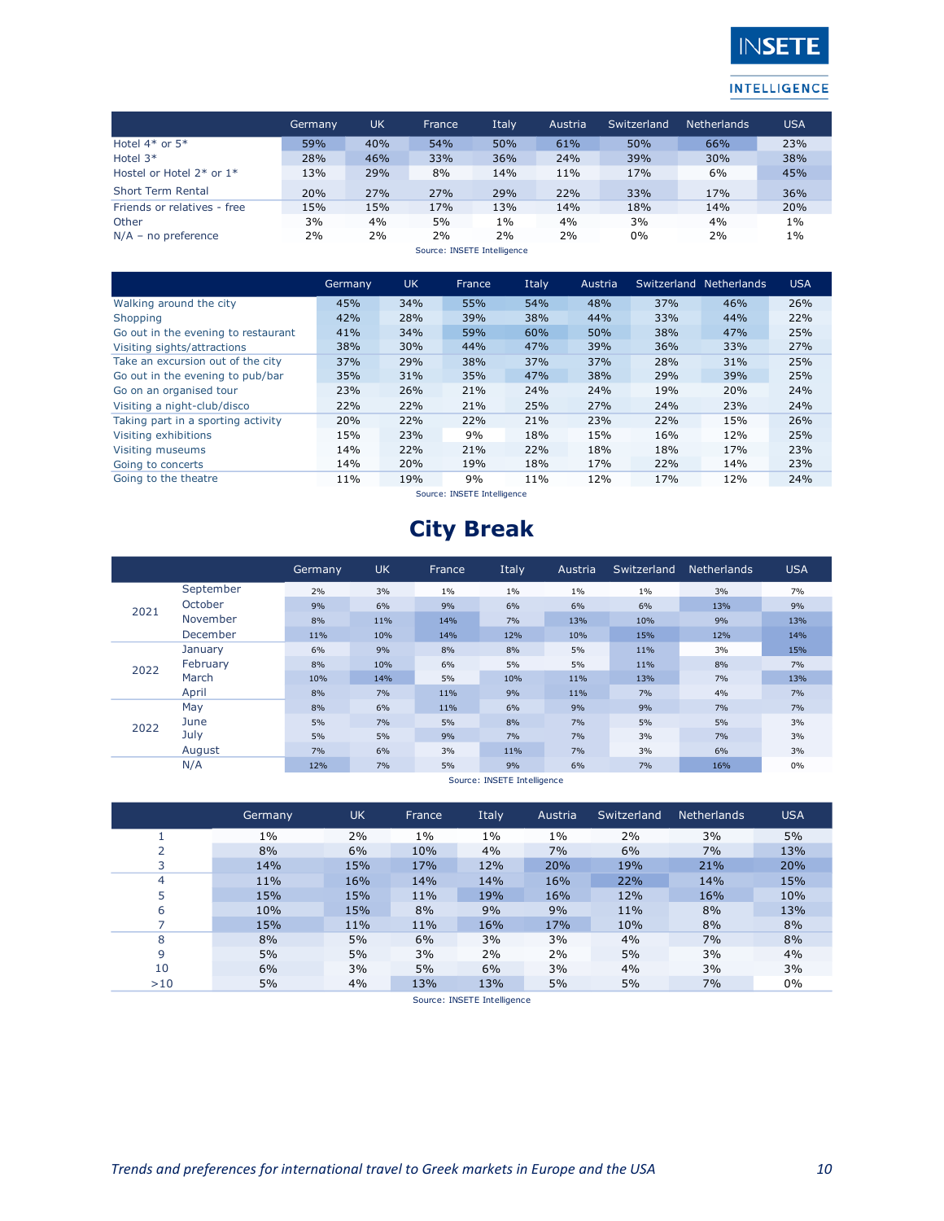| | Germany | UK | France | Italy | Austria | Switzerland | Netherlands | USA |
|---|---|---|---|---|---|---|---|---|
| Hotel 4* or 5* | 59% | 40% | 54% | 50% | 61% | 50% | 66% | 23% |
| Hotel 3* | 28% | 46% | 33% | 36% | 24% | 39% | 30% | 38% |
| Hostel or Hotel 2* or 1* | 13% | 29% | 8% | 14% | 11% | 17% | 6% | 45% |
| Short Term Rental | 20% | 27% | 27% | 29% | 22% | 33% | 17% | 36% |
| Friends or relatives - free | 15% | 15% | 17% | 13% | 14% | 18% | 14% | 20% |
| Other | 3% | 4% | 5% | 1% | 4% | 3% | 4% | 1% |
| N/A – no preference | 2% | 2% | 2% | 2% | 2% | 0% | 2% | 1% |

Source: INSETE Intelligence

| | Germany | UK | France | Italy | Austria | Switzerland | Netherlands | USA |
|---|---|---|---|---|---|---|---|---|
| Walking around the city | 45% | 34% | 55% | 54% | 48% | 37% | 46% | 26% |
| Shopping | 42% | 28% | 39% | 38% | 44% | 33% | 44% | 22% |
| Go out in the evening to restaurant | 41% | 34% | 59% | 60% | 50% | 38% | 47% | 25% |
| Visiting sights/attractions | 38% | 30% | 44% | 47% | 39% | 36% | 33% | 27% |
| Take an excursion out of the city | 37% | 29% | 38% | 37% | 37% | 28% | 31% | 25% |
| Go out in the evening to pub/bar | 35% | 31% | 35% | 47% | 38% | 29% | 39% | 25% |
| Go on an organised tour | 23% | 26% | 21% | 24% | 24% | 19% | 20% | 24% |
| Visiting a night-club/disco | 22% | 22% | 21% | 25% | 27% | 24% | 23% | 24% |
| Taking part in a sporting activity | 20% | 22% | 22% | 21% | 23% | 22% | 15% | 26% |
| Visiting exhibitions | 15% | 23% | 9% | 18% | 15% | 16% | 12% | 25% |
| Visiting museums | 14% | 22% | 21% | 22% | 18% | 18% | 17% | 23% |
| Going to concerts | 14% | 20% | 19% | 18% | 17% | 22% | 14% | 23% |
| Going to the theatre | 11% | 19% | 9% | 11% | 12% | 17% | 12% | 24% |

Source: INSETE Intelligence

# City Break

| | | Germany | UK | France | Italy | Austria | Switzerland | Netherlands | USA |
|---|---|---|---|---|---|---|---|---|---|
| 2021 | September | 2% | 3% | 1% | 1% | 1% | 1% | 3% | 7% |
| | October | 9% | 6% | 9% | 6% | 6% | 6% | 13% | 9% |
| | November | 8% | 11% | 14% | 7% | 13% | 10% | 9% | 13% |
| | December | 11% | 10% | 14% | 12% | 10% | 15% | 12% | 14% |
| 2022 | January | 6% | 9% | 8% | 8% | 5% | 11% | 3% | 15% |
| | February | 8% | 10% | 6% | 5% | 5% | 11% | 8% | 7% |
| | March | 10% | 14% | 5% | 10% | 11% | 13% | 7% | 13% |
| | April | 8% | 7% | 11% | 9% | 11% | 7% | 4% | 7% |
| 2022 | May | 8% | 6% | 11% | 6% | 9% | 9% | 7% | 7% |
| | June | 5% | 7% | 5% | 8% | 7% | 5% | 5% | 3% |
| | July | 5% | 5% | 9% | 7% | 7% | 3% | 7% | 3% |
| | August | 7% | 6% | 3% | 11% | 7% | 3% | 6% | 3% |
| | N/A | 12% | 7% | 5% | 9% | 6% | 7% | 16% | 0% |

Source: INSETE Intelligence

| | Germany | UK | France | Italy | Austria | Switzerland | Netherlands | USA |
|---|---|---|---|---|---|---|---|---|
| 1 | 1% | 2% | 1% | 1% | 1% | 2% | 3% | 5% |
| 2 | 8% | 6% | 10% | 4% | 7% | 6% | 7% | 13% |
| 3 | 14% | 15% | 17% | 12% | 20% | 19% | 21% | 20% |
| 4 | 11% | 16% | 14% | 14% | 16% | 22% | 14% | 15% |
| 5 | 15% | 15% | 11% | 19% | 16% | 12% | 16% | 10% |
| 6 | 10% | 15% | 8% | 9% | 9% | 11% | 8% | 13% |
| 7 | 15% | 11% | 11% | 16% | 17% | 10% | 8% | 8% |
| 8 | 8% | 5% | 6% | 3% | 3% | 4% | 7% | 8% |
| 9 | 5% | 5% | 3% | 2% | 2% | 5% | 3% | 4% |
| 10 | 6% | 3% | 5% | 6% | 3% | 4% | 3% | 3% |
| >10 | 5% | 4% | 13% | 13% | 5% | 5% | 7% | 0% |

Source: INSETE Intelligence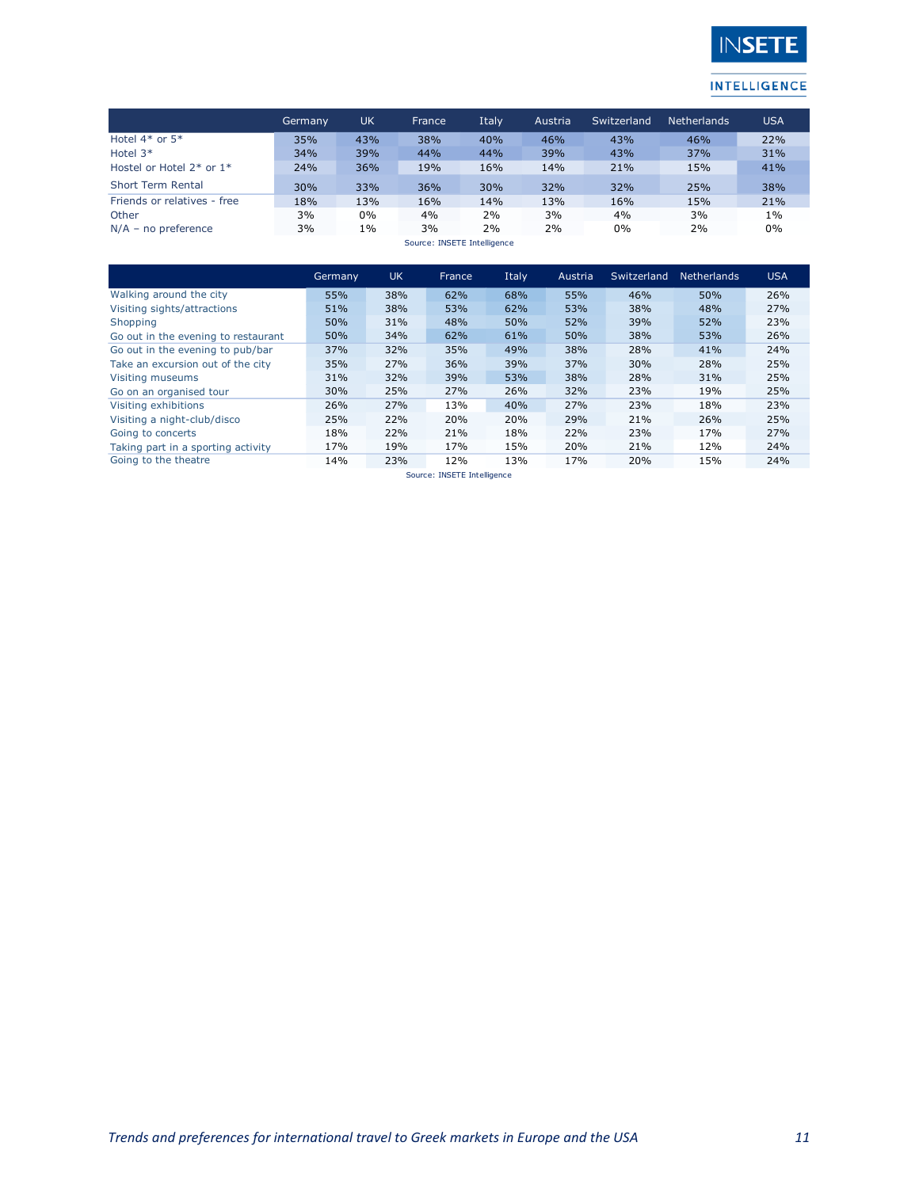| | Germany | UK | France | Italy | Austria | Switzerland | Netherlands | USA |
|---|---|---|---|---|---|---|---|---|
| Hotel 4* or 5* | 35% | 43% | 38% | 40% | 46% | 43% | 46% | 22% |
| Hotel 3* | 34% | 39% | 44% | 44% | 39% | 43% | 37% | 31% |
| Hostel or Hotel 2* or 1* | 24% | 36% | 19% | 16% | 14% | 21% | 15% | 41% |
| Short Term Rental | 30% | 33% | 36% | 30% | 32% | 32% | 25% | 38% |
| Friends or relatives - free | 18% | 13% | 16% | 14% | 13% | 16% | 15% | 21% |
| Other | 3% | 0% | 4% | 2% | 3% | 4% | 3% | 1% |
| N/A – no preference | 3% | 1% | 3% | 2% | 2% | 0% | 2% | 0% |

Source: INSETE Intelligence

| | Germany | UK | France | Italy | Austria | Switzerland | Netherlands | USA |
|---|---|---|---|---|---|---|---|---|
| Walking around the city | 55% | 38% | 62% | 68% | 55% | 46% | 50% | 26% |
| Visiting sights/attractions | 51% | 38% | 53% | 62% | 53% | 38% | 48% | 27% |
| Shopping | 50% | 31% | 48% | 50% | 52% | 39% | 52% | 23% |
| Go out in the evening to restaurant | 50% | 34% | 62% | 61% | 50% | 38% | 53% | 26% |
| Go out in the evening to pub/bar | 37% | 32% | 35% | 49% | 38% | 28% | 41% | 24% |
| Take an excursion out of the city | 35% | 27% | 36% | 39% | 37% | 30% | 28% | 25% |
| Visiting museums | 31% | 32% | 39% | 53% | 38% | 28% | 31% | 25% |
| Go on an organised tour | 30% | 25% | 27% | 26% | 32% | 23% | 19% | 25% |
| Visiting exhibitions | 26% | 27% | 13% | 40% | 27% | 23% | 18% | 23% |
| Visiting a night-club/disco | 25% | 22% | 20% | 20% | 29% | 21% | 26% | 25% |
| Going to concerts | 18% | 22% | 21% | 18% | 22% | 23% | 17% | 27% |
| Taking part in a sporting activity | 17% | 19% | 17% | 15% | 20% | 21% | 12% | 24% |
| Going to the theatre | 14% | 23% | 12% | 13% | 17% | 20% | 15% | 24% |

Source: INSETE Intelligence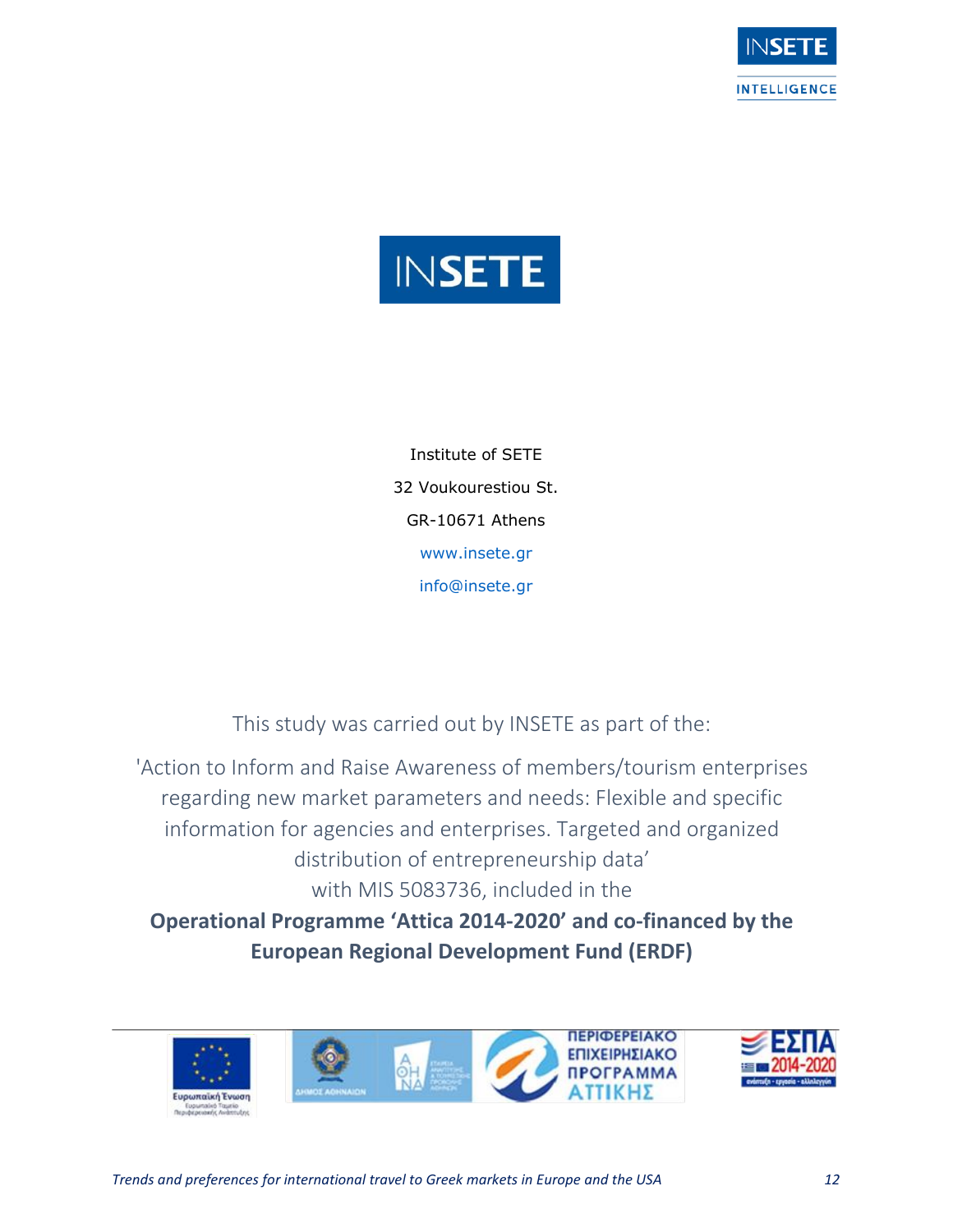Institute of SETE

32 Voukourestiou St.

GR-10671 Athens

www.insete.gr

info@insete.gr

This study was carried out by INSETE as part of the:

'Action to Inform and Raise Awareness of members/tourism enterprises regarding new market parameters and needs: Flexible and specific information for agencies and enterprises. Targeted and organized distribution of entrepreneurship data'

with MIS 5083736, included in the

**Operational Programme 'Attica 2014-2020' and co-financed by the European Regional Development Fund (ERDF)**